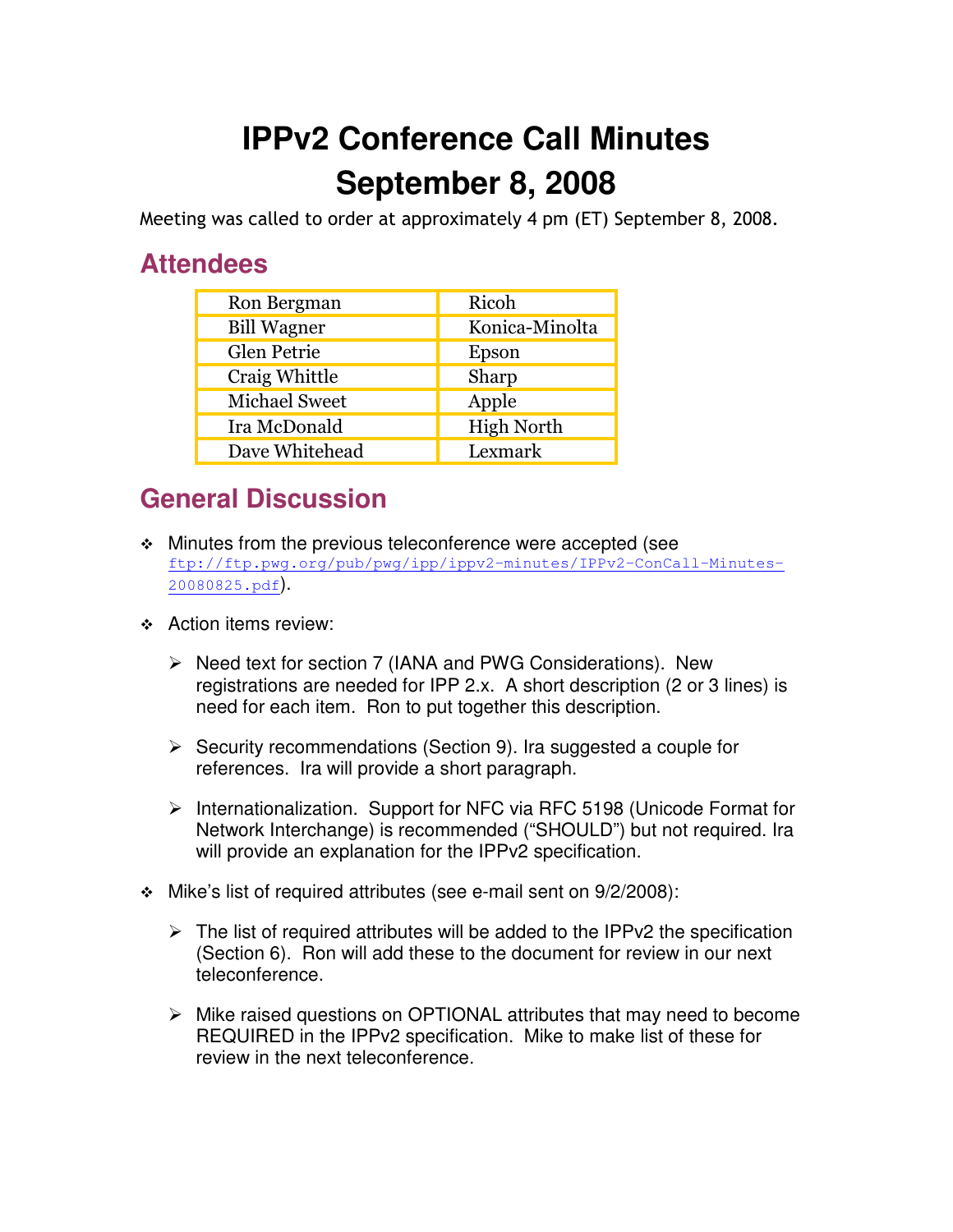# IPPv2 Conference Call Minutes
# September 8, 2008

Meeting was called to order at approximately 4 pm (ET) September 8, 2008.

## Attendees

| | |
|---|---|
| Ron Bergman | Ricoh |
| Bill Wagner | Konica-Minolta |
| Glen Petrie | Epson |
| Craig Whittle | Sharp |
| Michael Sweet | Apple |
| Ira McDonald | High North |
| Dave Whitehead | Lexmark |

## General Discussion

- Minutes from the previous teleconference were accepted (see ftp://ftp.pwg.org/pub/pwg/ipp/ippv2-minutes/IPPv2-ConCall-Minutes-20080825.pdf).
- Action items review:
  - Need text for section 7 (IANA and PWG Considerations). New registrations are needed for IPP 2.x. A short description (2 or 3 lines) is need for each item. Ron to put together this description.
  - Security recommendations (Section 9). Ira suggested a couple for references. Ira will provide a short paragraph.
  - Internationalization. Support for NFC via RFC 5198 (Unicode Format for Network Interchange) is recommended ("SHOULD") but not required. Ira will provide an explanation for the IPPv2 specification.
- Mike's list of required attributes (see e-mail sent on 9/2/2008):
  - The list of required attributes will be added to the IPPv2 the specification (Section 6). Ron will add these to the document for review in our next teleconference.
  - Mike raised questions on OPTIONAL attributes that may need to become REQUIRED in the IPPv2 specification. Mike to make list of these for review in the next teleconference.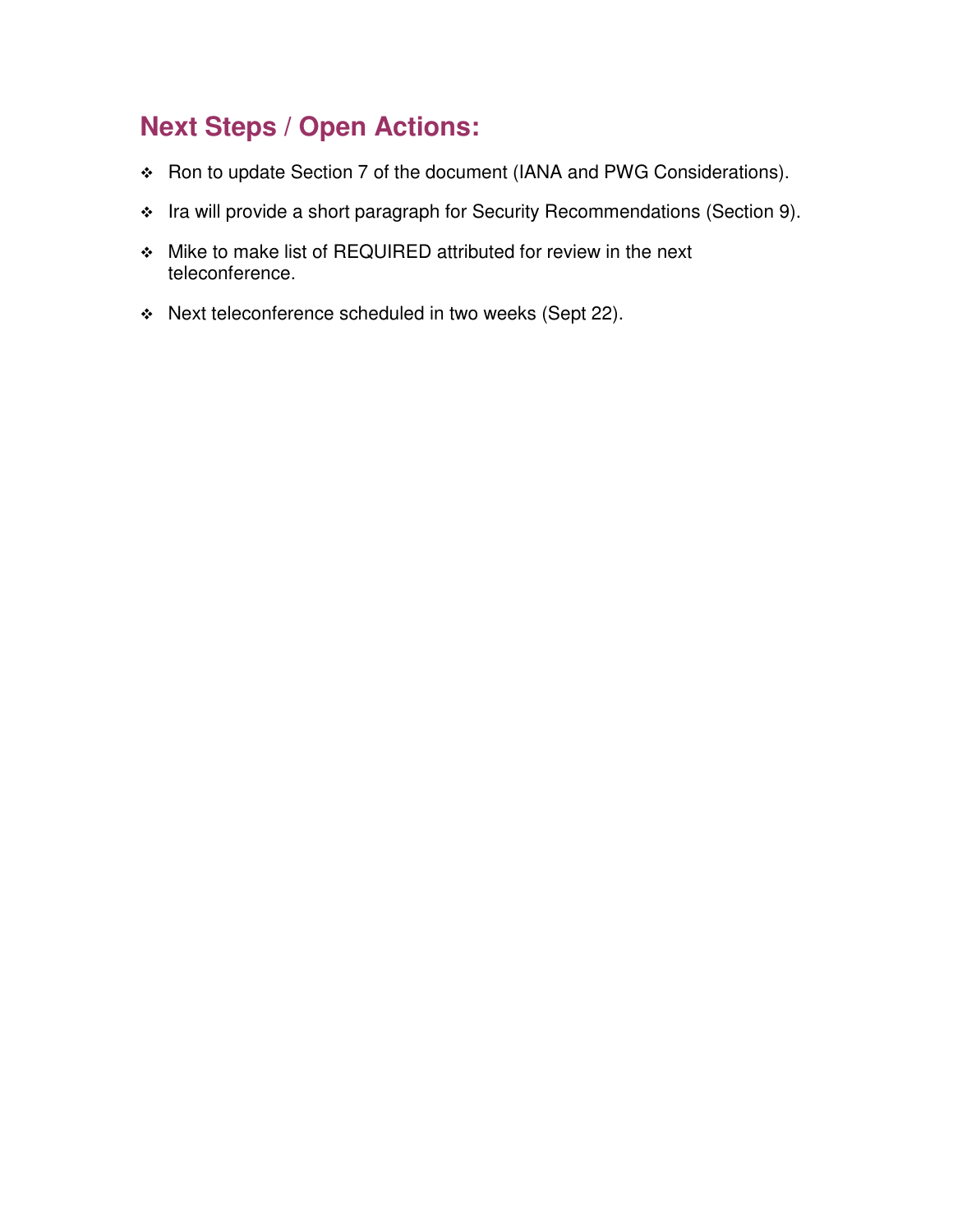## Next Steps / Open Actions:

- Ron to update Section 7 of the document (IANA and PWG Considerations).
- Ira will provide a short paragraph for Security Recommendations (Section 9).
- Mike to make list of REQUIRED attributed for review in the next teleconference.
- Next teleconference scheduled in two weeks (Sept 22).